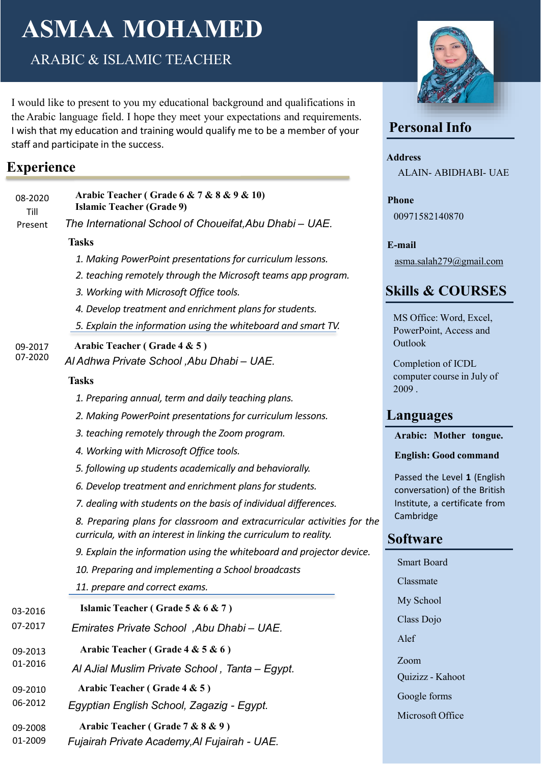# ASMAA MOHAMED

## ARABIC & ISLAMIC TEACHER

I would like to present to you my educational background and qualifications in the Arabic language field. I hope they meet your expectations and requirements. I wish that my education and training would qualify me to be a member of your staff and participate in the success.

## Experience

**08-2020 Till Present**

**Arabic Teacher ( Grade 6 & 7 & 8 & 9 & 10)**
**Islamic Teacher (Grade 9)**

*The International School of Choueifat,Abu Dhabi – UAE.*

**Tasks**

1. *Making PowerPoint presentations for curriculum lessons.*
2. *teaching remotely through the Microsoft teams app program.*
3. *Working with Microsoft Office tools.*
4. *Develop treatment and enrichment plans for students.*
5. *Explain the information using the whiteboard and smart TV.*

**09-2017 07-2020**

**Arabic Teacher ( Grade 4 & 5 )**

*Al Adhwa Private School ,Abu Dhabi – UAE.*

**Tasks**

1. *Preparing annual, term and daily teaching plans.*
2. *Making PowerPoint presentations for curriculum lessons.*
3. *teaching remotely through the Zoom program.*
4. *Working with Microsoft Office tools.*
5. *following up students academically and behaviorally.*
6. *Develop treatment and enrichment plans for students.*
7. *dealing with students on the basis of individual differences.*
8. *Preparing plans for classroom and extracurricular activities for the curricula, with an interest in linking the curriculum to reality.*
9. *Explain the information using the whiteboard and projector device.*
10. *Preparing and implementing a School broadcasts*
11. *prepare and correct exams.*

**03-2016 07-2017**

**Islamic Teacher ( Grade 5 & 6 & 7 )**

*Emirates Private School ,Abu Dhabi – UAE.*

**09-2013 01-2016**

**Arabic Teacher ( Grade 4 & 5 & 6 )**

*Al AJial Muslim Private School , Tanta – Egypt.*

**09-2010 06-2012**

**Arabic Teacher ( Grade 4 & 5 )**

*Egyptian English School, Zagazig - Egypt.*

**09-2008 01-2009**

**Arabic Teacher ( Grade 7 & 8 & 9 )**

*Fujairah Private Academy,Al Fujairah - UAE.*

## Personal Info

**Address**

ALAIN- ABIDHABI- UAE

**Phone**

00971582140870

**E-mail**

asma.salah279@gmail.com

## Skills & COURSES

MS Office: Word, Excel, PowerPoint, Access and Outlook

Completion of ICDL computer course in July of 2009 .

## Languages

**Arabic: Mother tongue.**

**English: Good command**

Passed the Level **1** (English conversation) of the British Institute, a certificate from Cambridge

## Software

- Smart Board
- Classmate
- My School
- Class Dojo
- Alef
- Zoom
- Quizizz - Kahoot
- Google forms
- Microsoft Office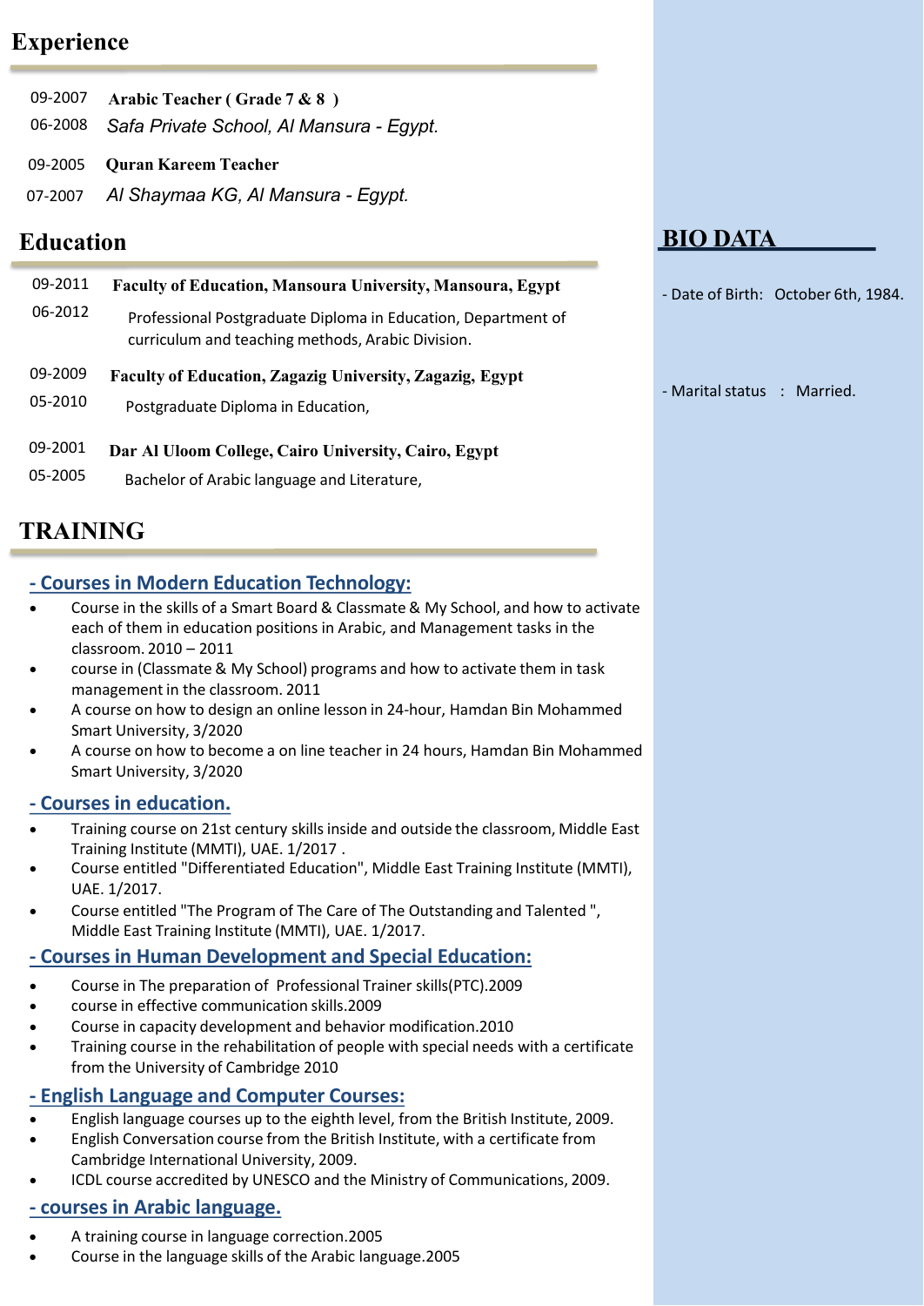## Experience

09-2007 **Arabic Teacher ( Grade 7 & 8 )**
06-2008 *Safa Private School, Al Mansura - Egypt.*

09-2005 **Quran Kareem Teacher**
07-2007 *Al Shaymaa KG, Al Mansura - Egypt.*

## Education

09-2011 **Faculty of Education, Mansoura University, Mansoura, Egypt**
06-2012 Professional Postgraduate Diploma in Education, Department of curriculum and teaching methods, Arabic Division.

09-2009 **Faculty of Education, Zagazig University, Zagazig, Egypt**
05-2010 Postgraduate Diploma in Education,

09-2001 **Dar Al Uloom College, Cairo University, Cairo, Egypt**
05-2005 Bachelor of Arabic language and Literature,

## TRAINING

### - Courses in Modern Education Technology:

- Course in the skills of a Smart Board & Classmate & My School, and how to activate each of them in education positions in Arabic, and Management tasks in the classroom. 2010 – 2011
- course in (Classmate & My School) programs and how to activate them in task management in the classroom. 2011
- A course on how to design an online lesson in 24-hour, Hamdan Bin Mohammed Smart University, 3/2020
- A course on how to become a on line teacher in 24 hours, Hamdan Bin Mohammed Smart University, 3/2020

### - Courses in education.

- Training course on 21st century skills inside and outside the classroom, Middle East Training Institute (MMTI), UAE. 1/2017 .
- Course entitled "Differentiated Education", Middle East Training Institute (MMTI), UAE. 1/2017.
- Course entitled "The Program of The Care of The Outstanding and Talented ", Middle East Training Institute (MMTI), UAE. 1/2017.

### - Courses in Human Development and Special Education:

- Course in The preparation of Professional Trainer skills(PTC).2009
- course in effective communication skills.2009
- Course in capacity development and behavior modification.2010
- Training course in the rehabilitation of people with special needs with a certificate from the University of Cambridge 2010

### - English Language and Computer Courses:

- English language courses up to the eighth level, from the British Institute, 2009.
- English Conversation course from the British Institute, with a certificate from Cambridge International University, 2009.
- ICDL course accredited by UNESCO and the Ministry of Communications, 2009.

### - courses in Arabic language.

- A training course in language correction.2005
- Course in the language skills of the Arabic language.2005

## BIO DATA

- Date of Birth: October 6th, 1984.
- Marital status : Married.